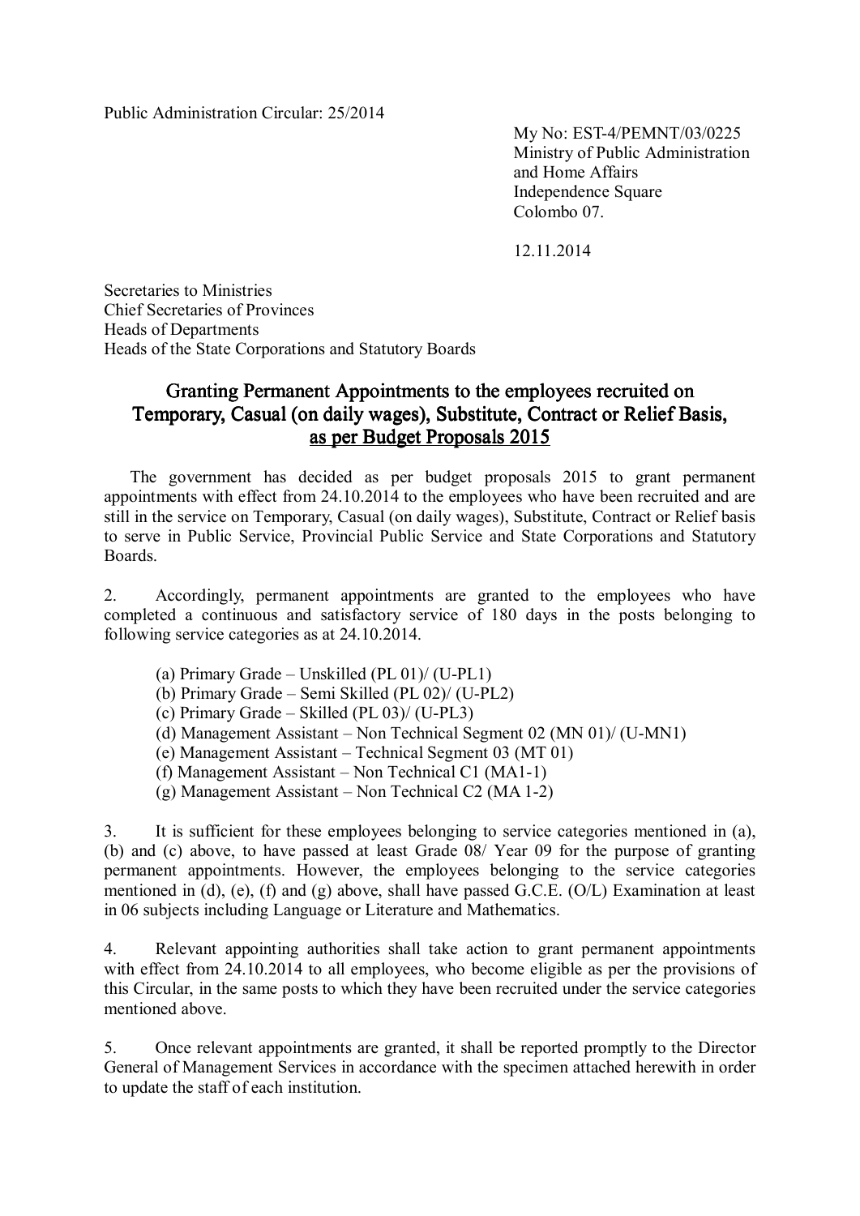Public Administration Circular: 25/2014

My No: EST-4/PEMNT/03/0225
Ministry of Public Administration
and Home Affairs
Independence Square
Colombo 07.

12.11.2014

Secretaries to Ministries
Chief Secretaries of Provinces
Heads of Departments
Heads of the State Corporations and Statutory Boards

## Granting Permanent Appointments to the employees recruited on Temporary, Casual (on daily wages), Substitute, Contract or Relief Basis, as per Budget Proposals 2015

The government has decided as per budget proposals 2015 to grant permanent appointments with effect from 24.10.2014 to the employees who have been recruited and are still in the service on Temporary, Casual (on daily wages), Substitute, Contract or Relief basis to serve in Public Service, Provincial Public Service and State Corporations and Statutory Boards.

2. Accordingly, permanent appointments are granted to the employees who have completed a continuous and satisfactory service of 180 days in the posts belonging to following service categories as at 24.10.2014.

(a) Primary Grade – Unskilled (PL 01)/ (U-PL1)
(b) Primary Grade – Semi Skilled (PL 02)/ (U-PL2)
(c) Primary Grade – Skilled (PL 03)/ (U-PL3)
(d) Management Assistant – Non Technical Segment 02 (MN 01)/ (U-MN1)
(e) Management Assistant – Technical Segment 03 (MT 01)
(f) Management Assistant – Non Technical C1 (MA1-1)
(g) Management Assistant – Non Technical C2 (MA 1-2)

3. It is sufficient for these employees belonging to service categories mentioned in (a), (b) and (c) above, to have passed at least Grade 08/ Year 09 for the purpose of granting permanent appointments. However, the employees belonging to the service categories mentioned in (d), (e), (f) and (g) above, shall have passed G.C.E. (O/L) Examination at least in 06 subjects including Language or Literature and Mathematics.

4. Relevant appointing authorities shall take action to grant permanent appointments with effect from 24.10.2014 to all employees, who become eligible as per the provisions of this Circular, in the same posts to which they have been recruited under the service categories mentioned above.

5. Once relevant appointments are granted, it shall be reported promptly to the Director General of Management Services in accordance with the specimen attached herewith in order to update the staff of each institution.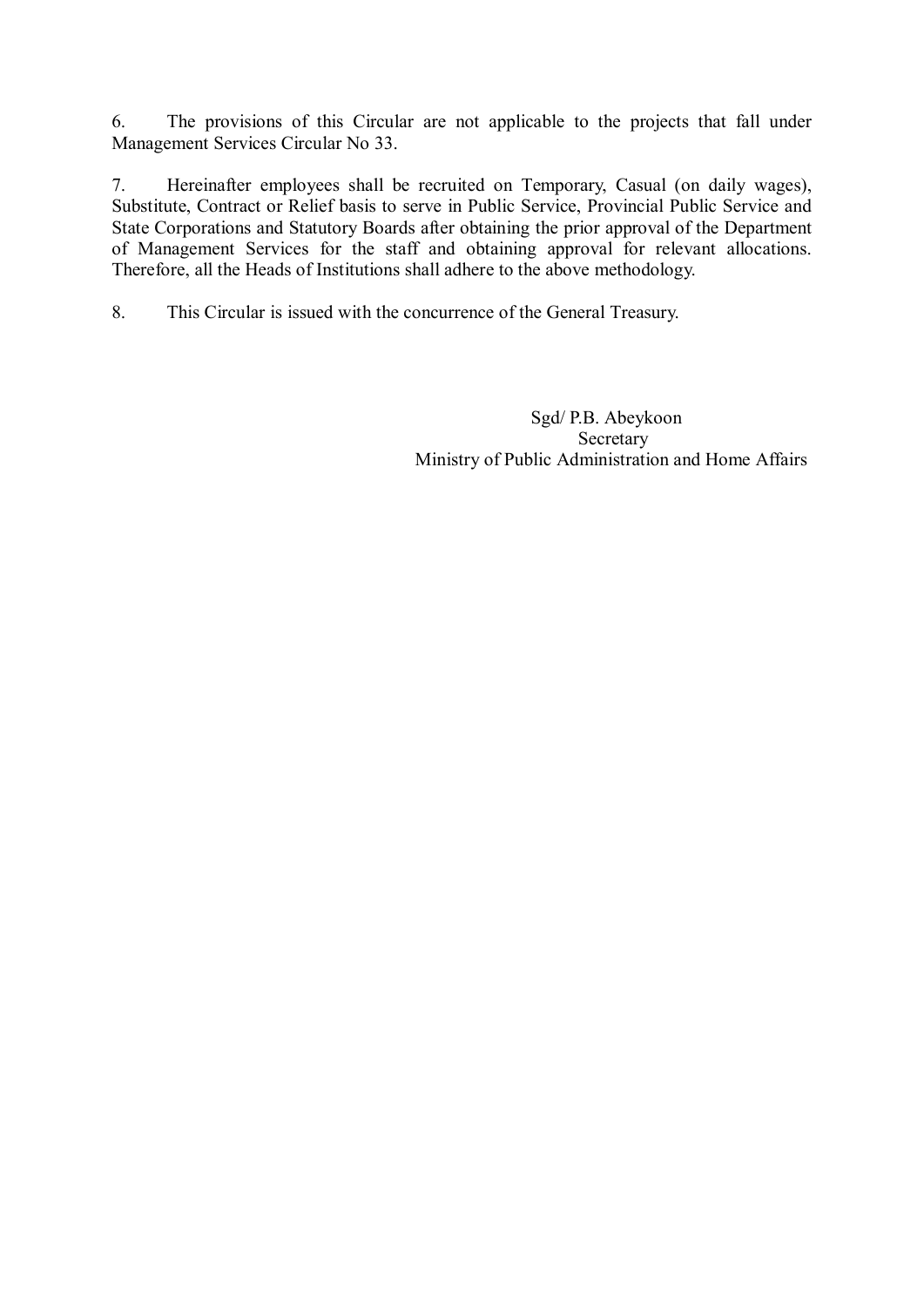6. The provisions of this Circular are not applicable to the projects that fall under Management Services Circular No 33.

7. Hereinafter employees shall be recruited on Temporary, Casual (on daily wages), Substitute, Contract or Relief basis to serve in Public Service, Provincial Public Service and State Corporations and Statutory Boards after obtaining the prior approval of the Department of Management Services for the staff and obtaining approval for relevant allocations. Therefore, all the Heads of Institutions shall adhere to the above methodology.

8. This Circular is issued with the concurrence of the General Treasury.

Sgd/ P.B. Abeykoon  
Secretary  
Ministry of Public Administration and Home Affairs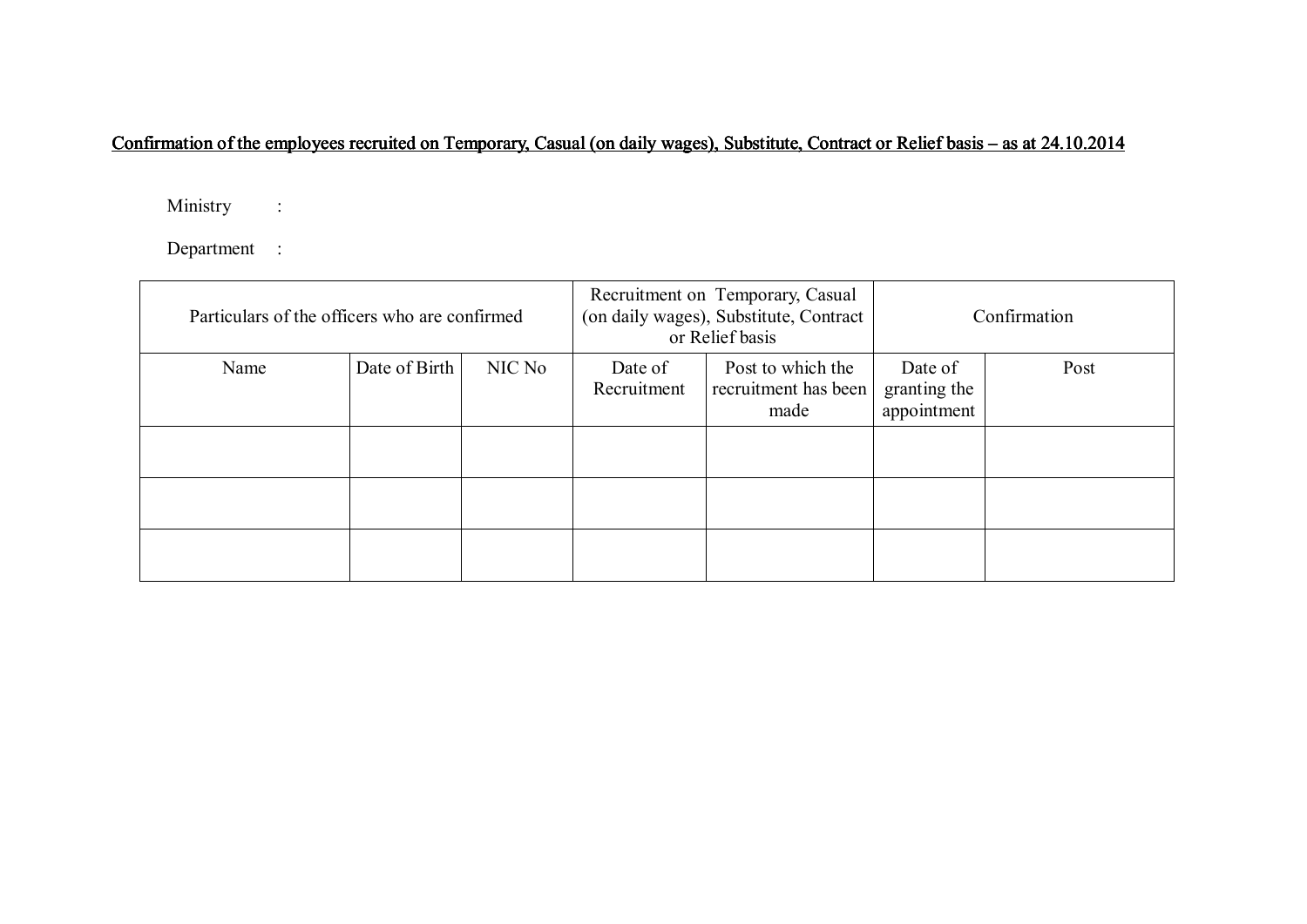**<u>Confirmation of the employees recruited on Temporary, Casual (on daily wages), Substitute, Contract or Relief basis – as at 24.10.2014</u>**

Ministry :

Department :

| Particulars of the officers who are confirmed | | | Recruitment on Temporary, Casual (on daily wages), Substitute, Contract or Relief basis | | Confirmation | |
|---|---|---|---|---|---|---|
| Name | Date of Birth | NIC No | Date of Recruitment | Post to which the recruitment has been made | Date of granting the appointment | Post |
| | | | | | | |
| | | | | | | |
| | | | | | | |